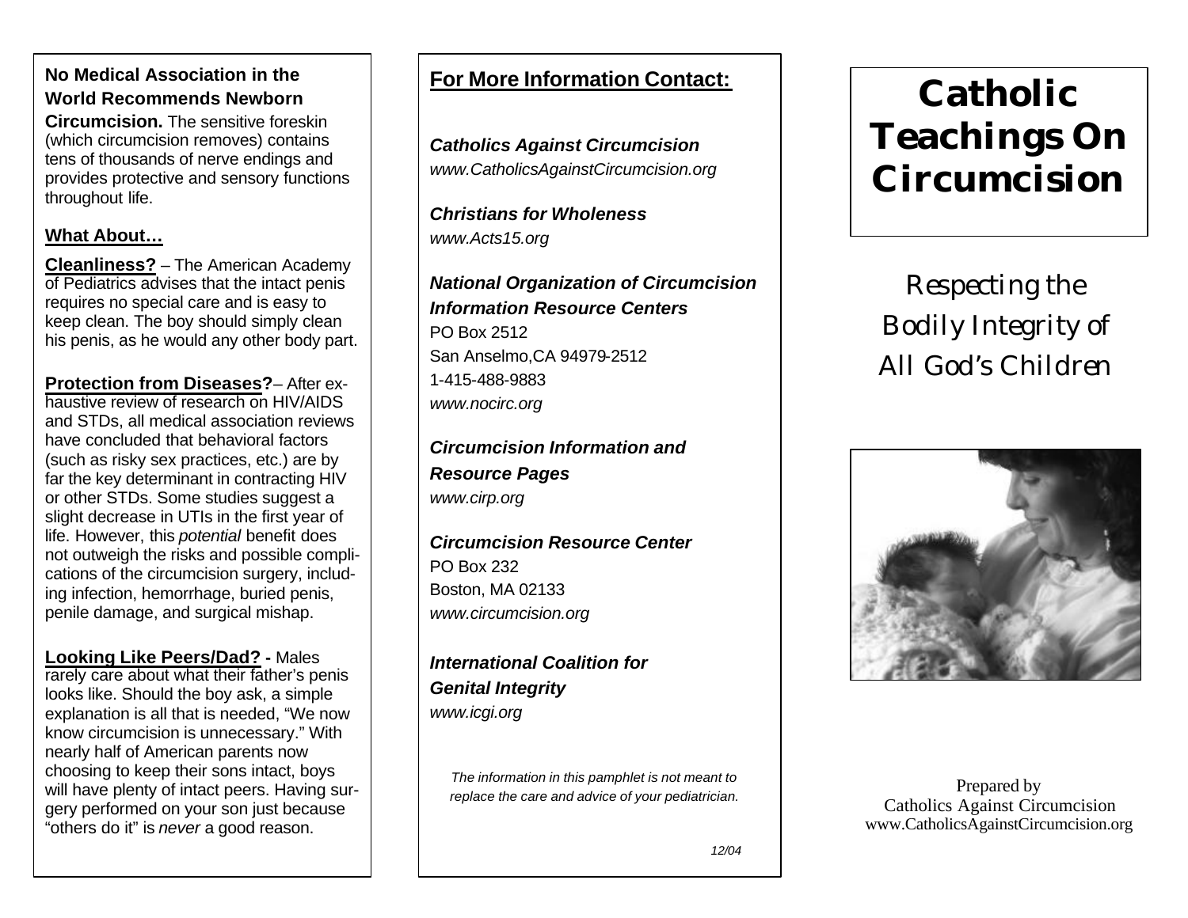**No Medical Association in the World Recommends Newborn Circumcision.** The sensitive foreskin (which circumcision removes) contains tens of thousands of nerve endings and provides protective and sensory functions throughout life.

## What About…

**Cleanliness?** – The American Academy of Pediatrics advises that the intact penis requires no special care and is easy to keep clean. The boy should simply clean his penis, as he would any other body part.

**Protection from Diseases?**– After exhaustive review of research on HIV/AIDS and STDs, all medical association reviews have concluded that behavioral factors (such as risky sex practices, etc.) are by far the key determinant in contracting HIV or other STDs. Some studies suggest a slight decrease in UTIs in the first year of life. However, this *potential* benefit does not outweigh the risks and possible complications of the circumcision surgery, including infection, hemorrhage, buried penis, penile damage, and surgical mishap.

**Looking Like Peers/Dad? -** Males rarely care about what their father's penis looks like. Should the boy ask, a simple explanation is all that is needed, "We now know circumcision is unnecessary." With nearly half of American parents now choosing to keep their sons intact, boys will have plenty of intact peers. Having surgery performed on your son just because "others do it" is *never* a good reason.

## For More Information Contact:

***Catholics Against Circumcision***
*www.CatholicsAgainstCircumcision.org*

***Christians for Wholeness***
*www.Acts15.org*

***National Organization of Circumcision Information Resource Centers***
PO Box 2512
San Anselmo,CA 94979-2512
1-415-488-9883
*www.nocirc.org*

***Circumcision Information and Resource Pages***
*www.cirp.org*

***Circumcision Resource Center***
PO Box 232
Boston, MA 02133
*www.circumcision.org*

***International Coalition for Genital Integrity***
*www.icgi.org*

*The information in this pamphlet is not meant to replace the care and advice of your pediatrician.*

*12/04*

# Catholic Teachings On Circumcision

*Respecting the Bodily Integrity of All God's Children*

Prepared by
Catholics Against Circumcision
www.CatholicsAgainstCircumcision.org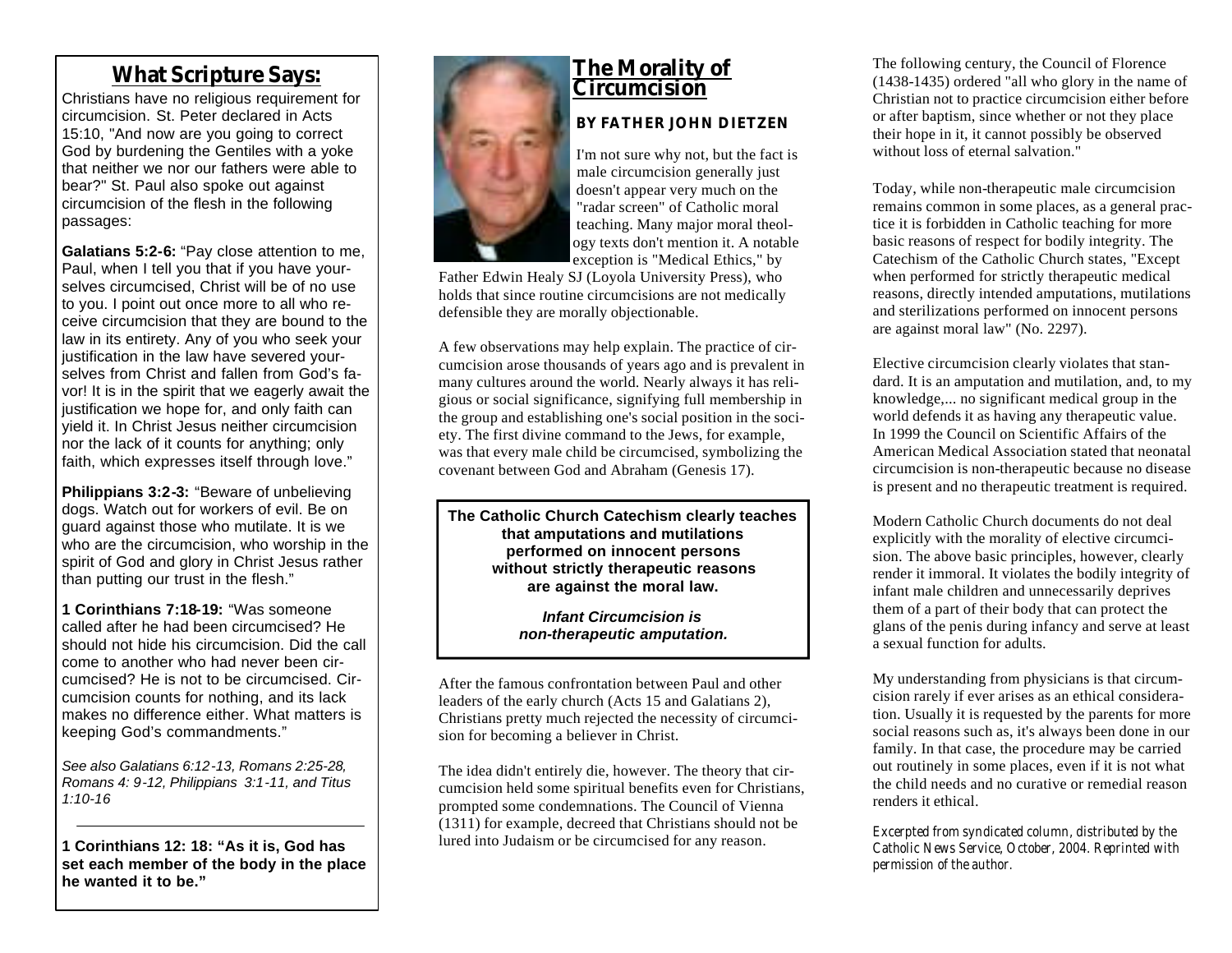## What Scripture Says:

Christians have no religious requirement for circumcision. St. Peter declared in Acts 15:10, "And now are you going to correct God by burdening the Gentiles with a yoke that neither we nor our fathers were able to bear?" St. Paul also spoke out against circumcision of the flesh in the following passages:

**Galatians 5:2-6:** "Pay close attention to me, Paul, when I tell you that if you have yourselves circumcised, Christ will be of no use to you. I point out once more to all who receive circumcision that they are bound to the law in its entirety. Any of you who seek your justification in the law have severed yourselves from Christ and fallen from God's favor! It is in the spirit that we eagerly await the justification we hope for, and only faith can yield it. In Christ Jesus neither circumcision nor the lack of it counts for anything; only faith, which expresses itself through love."

**Philippians 3:2-3:** "Beware of unbelieving dogs. Watch out for workers of evil. Be on guard against those who mutilate. It is we who are the circumcision, who worship in the spirit of God and glory in Christ Jesus rather than putting our trust in the flesh."

**1 Corinthians 7:18-19:** "Was someone called after he had been circumcised? He should not hide his circumcision. Did the call come to another who had never been circumcised? He is not to be circumcised. Circumcision counts for nothing, and its lack makes no difference either. What matters is keeping God's commandments."

*See also Galatians 6:12-13, Romans 2:25-28, Romans 4: 9-12, Philippians 3:1-11, and Titus 1:10-16*

---

**1 Corinthians 12: 18: "As it is, God has set each member of the body in the place he wanted it to be."**

## The Morality of Circumcision

**BY FATHER JOHN DIETZEN**

I'm not sure why not, but the fact is male circumcision generally just doesn't appear very much on the "radar screen" of Catholic moral teaching. Many major moral theology texts don't mention it. A notable exception is "Medical Ethics," by Father Edwin Healy SJ (Loyola University Press), who holds that since routine circumcisions are not medically defensible they are morally objectionable.

A few observations may help explain. The practice of circumcision arose thousands of years ago and is prevalent in many cultures around the world. Nearly always it has religious or social significance, signifying full membership in the group and establishing one's social position in the society. The first divine command to the Jews, for example, was that every male child be circumcised, symbolizing the covenant between God and Abraham (Genesis 17).

**The Catholic Church Catechism clearly teaches that amputations and mutilations performed on innocent persons without strictly therapeutic reasons are against the moral law.**

***Infant Circumcision is non-therapeutic amputation.***

After the famous confrontation between Paul and other leaders of the early church (Acts 15 and Galatians 2), Christians pretty much rejected the necessity of circumcision for becoming a believer in Christ.

The idea didn't entirely die, however. The theory that circumcision held some spiritual benefits even for Christians, prompted some condemnations. The Council of Vienna (1311) for example, decreed that Christians should not be lured into Judaism or be circumcised for any reason.

The following century, the Council of Florence (1438-1435) ordered "all who glory in the name of Christian not to practice circumcision either before or after baptism, since whether or not they place their hope in it, it cannot possibly be observed without loss of eternal salvation."

Today, while non-therapeutic male circumcision remains common in some places, as a general practice it is forbidden in Catholic teaching for more basic reasons of respect for bodily integrity. The Catechism of the Catholic Church states, "Except when performed for strictly therapeutic medical reasons, directly intended amputations, mutilations and sterilizations performed on innocent persons are against moral law" (No. 2297).

Elective circumcision clearly violates that standard. It is an amputation and mutilation, and, to my knowledge,... no significant medical group in the world defends it as having any therapeutic value. In 1999 the Council on Scientific Affairs of the American Medical Association stated that neonatal circumcision is non-therapeutic because no disease is present and no therapeutic treatment is required.

Modern Catholic Church documents do not deal explicitly with the morality of elective circumcision. The above basic principles, however, clearly render it immoral. It violates the bodily integrity of infant male children and unnecessarily deprives them of a part of their body that can protect the glans of the penis during infancy and serve at least a sexual function for adults.

My understanding from physicians is that circumcision rarely if ever arises as an ethical consideration. Usually it is requested by the parents for more social reasons such as, it's always been done in our family. In that case, the procedure may be carried out routinely in some places, even if it is not what the child needs and no curative or remedial reason renders it ethical.

*Excerpted from syndicated column, distributed by the Catholic News Service, October, 2004. Reprinted with permission of the author.*